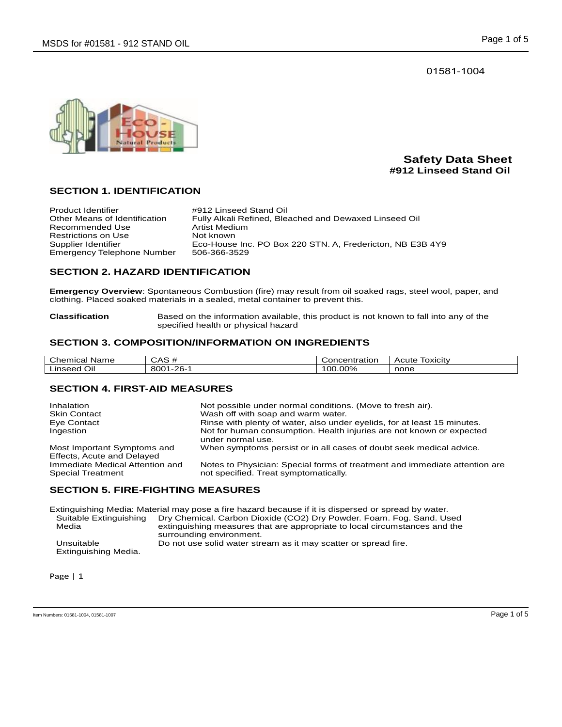01581-1004

# Safety Data Sheet
## #912 Linseed Stand Oil

## SECTION 1. IDENTIFICATION

| | |
|---|---|
| Product Identifier | #912 Linseed Stand Oil |
| Other Means of Identification | Fully Alkali Refined, Bleached and Dewaxed Linseed Oil |
| Recommended Use | Artist Medium |
| Restrictions on Use | Not known |
| Supplier Identifier | Eco-House Inc. PO Box 220 STN. A, Fredericton, NB E3B 4Y9 |
| Emergency Telephone Number | 506-366-3529 |

## SECTION 2. HAZARD IDENTIFICATION

**Emergency Overview**: Spontaneous Combustion (fire) may result from oil soaked rags, steel wool, paper, and clothing. Placed soaked materials in a sealed, metal container to prevent this.

**Classification** Based on the information available, this product is not known to fall into any of the specified health or physical hazard

## SECTION 3. COMPOSITION/INFORMATION ON INGREDIENTS

| Chemical Name | CAS # | Concentration | Acute Toxicity |
|---|---|---|---|
| Linseed Oil | 8001-26-1 | 100.00% | none |

## SECTION 4. FIRST-AID MEASURES

| | |
|---|---|
| Inhalation | Not possible under normal conditions. (Move to fresh air). |
| Skin Contact | Wash off with soap and warm water. |
| Eye Contact | Rinse with plenty of water, also under eyelids, for at least 15 minutes. |
| Ingestion | Not for human consumption. Health injuries are not known or expected under normal use. |
| Most Important Symptoms and Effects, Acute and Delayed | When symptoms persist or in all cases of doubt seek medical advice. |
| Immediate Medical Attention and Special Treatment | Notes to Physician: Special forms of treatment and immediate attention are not specified. Treat symptomatically. |

## SECTION 5. FIRE-FIGHTING MEASURES

Extinguishing Media: Material may pose a fire hazard because if it is dispersed or spread by water.

| | |
|---|---|
| Suitable Extinguishing Media | Dry Chemical. Carbon Dioxide ($CO_2$) Dry Powder. Foam. Fog. Sand. Used extinguishing measures that are appropriate to local circumstances and the surrounding environment. |
| Unsuitable Extinguishing Media. | Do not use solid water stream as it may scatter or spread fire. |

Item Numbers: 01581-1004, 01581-1007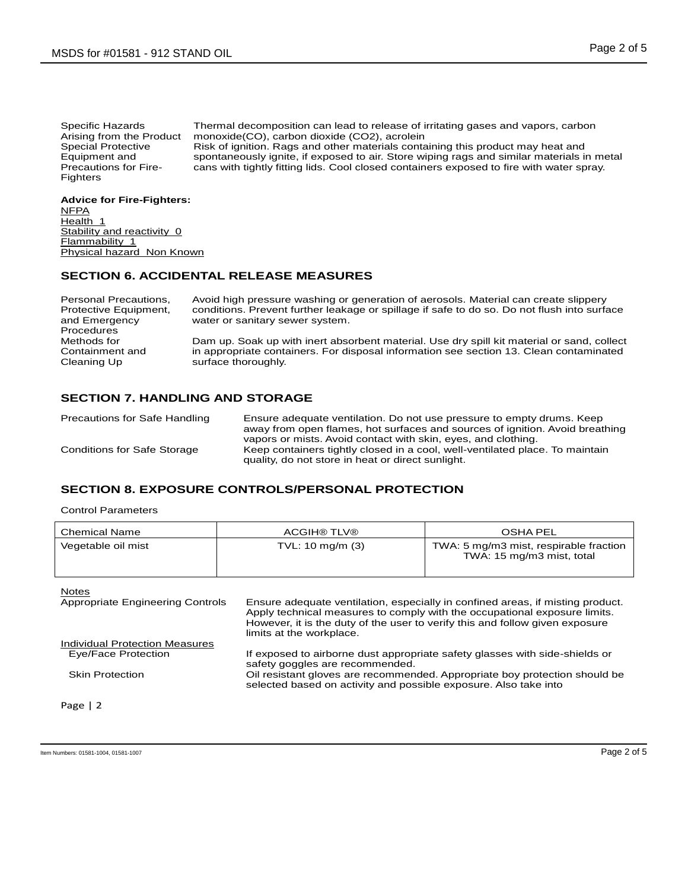| | |
|---|---|
| Specific Hazards Arising from the Product | Thermal decomposition can lead to release of irritating gases and vapors, carbon monoxide(CO), carbon dioxide (CO2), acrolein |
| Special Protective Equipment and Precautions for Fire-Fighters | Risk of ignition. Rags and other materials containing this product may heat and spontaneously ignite, if exposed to air. Store wiping rags and similar materials in metal cans with tightly fitting lids. Cool closed containers exposed to fire with water spray. |

**Advice for Fire-Fighters:**

NFPA
Health 1
Stability and reactivity 0
Flammability 1
Physical hazard Non Known

## SECTION 6. ACCIDENTAL RELEASE MEASURES

| | |
|---|---|
| Personal Precautions, Protective Equipment, and Emergency Procedures | Avoid high pressure washing or generation of aerosols. Material can create slippery conditions. Prevent further leakage or spillage if safe to do so. Do not flush into surface water or sanitary sewer system. |
| Methods for Containment and Cleaning Up | Dam up. Soak up with inert absorbent material. Use dry spill kit material or sand, collect in appropriate containers. For disposal information see section 13. Clean contaminated surface thoroughly. |

## SECTION 7. HANDLING AND STORAGE

| | |
|---|---|
| Precautions for Safe Handling | Ensure adequate ventilation. Do not use pressure to empty drums. Keep away from open flames, hot surfaces and sources of ignition. Avoid breathing vapors or mists. Avoid contact with skin, eyes, and clothing. |
| Conditions for Safe Storage | Keep containers tightly closed in a cool, well-ventilated place. To maintain quality, do not store in heat or direct sunlight. |

## SECTION 8. EXPOSURE CONTROLS/PERSONAL PROTECTION

Control Parameters

| Chemical Name | ACGIH® TLV® | OSHA PEL |
|---|---|---|
| Vegetable oil mist | TVL: 10 mg/m (3) | TWA: 5 mg/m3 mist, respirable fraction<br>TWA: 15 mg/m3 mist, total |

Notes

| | |
|---|---|
| Appropriate Engineering Controls | Ensure adequate ventilation, especially in confined areas, if misting product. Apply technical measures to comply with the occupational exposure limits. However, it is the duty of the user to verify this and follow given exposure limits at the workplace. |

Individual Protection Measures

| | |
|---|---|
| Eye/Face Protection | If exposed to airborne dust appropriate safety glasses with side-shields or safety goggles are recommended. |
| Skin Protection | Oil resistant gloves are recommended. Appropriate boy protection should be selected based on activity and possible exposure. Also take into |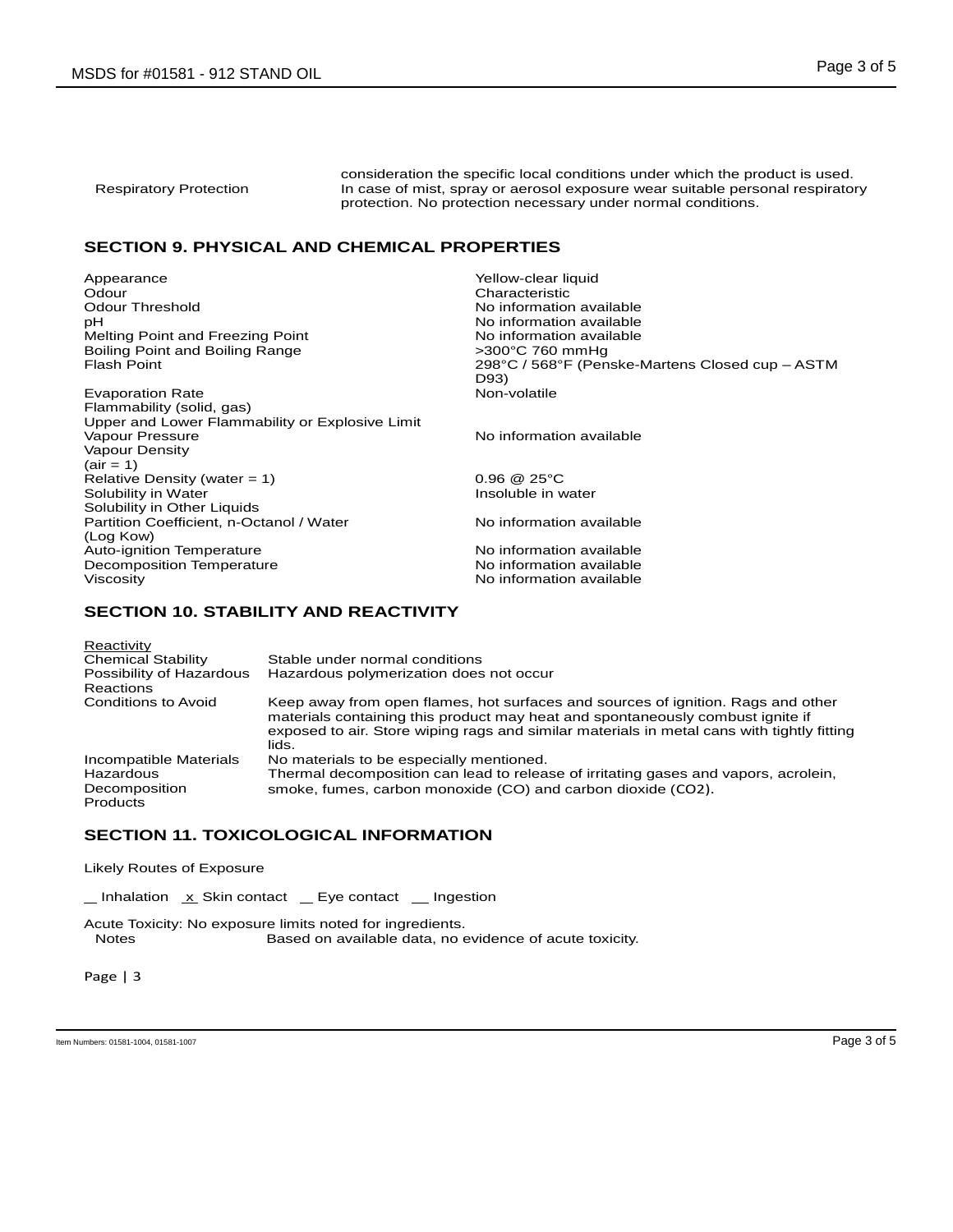| | |
|---|---|
| Respiratory Protection | consideration the specific local conditions under which the product is used. In case of mist, spray or aerosol exposure wear suitable personal respiratory protection. No protection necessary under normal conditions. |

## SECTION 9. PHYSICAL AND CHEMICAL PROPERTIES

| | |
|---|---|
| Appearance | Yellow-clear liquid |
| Odour | Characteristic |
| Odour Threshold | No information available |
| pH | No information available |
| Melting Point and Freezing Point | No information available |
| Boiling Point and Boiling Range | >300°C 760 mmHg |
| Flash Point | 298°C / 568°F (Penske-Martens Closed cup – ASTM D93) |
| Evaporation Rate | Non-volatile |
| Flammability (solid, gas) | |
| Upper and Lower Flammability or Explosive Limit | |
| Vapour Pressure | No information available |
| Vapour Density (air = 1) | |
| Relative Density (water = 1) | 0.96 @ 25°C |
| Solubility in Water | Insoluble in water |
| Solubility in Other Liquids | |
| Partition Coefficient, n-Octanol / Water (Log Kow) | No information available |
| Auto-ignition Temperature | No information available |
| Decomposition Temperature | No information available |
| Viscosity | No information available |

## SECTION 10. STABILITY AND REACTIVITY

| | |
|---|---|
| Reactivity | |
| Chemical Stability | Stable under normal conditions |
| Possibility of Hazardous Reactions | Hazardous polymerization does not occur |
| Conditions to Avoid | Keep away from open flames, hot surfaces and sources of ignition. Rags and other materials containing this product may heat and spontaneously combust ignite if exposed to air. Store wiping rags and similar materials in metal cans with tightly fitting lids. |
| Incompatible Materials | No materials to be especially mentioned. |
| Hazardous Decomposition Products | Thermal decomposition can lead to release of irritating gases and vapors, acrolein, smoke, fumes, carbon monoxide (CO) and carbon dioxide ($CO_2$). |

## SECTION 11. TOXICOLOGICAL INFORMATION

Likely Routes of Exposure

__ Inhalation _x_ Skin contact __ Eye contact __ Ingestion

Acute Toxicity: No exposure limits noted for ingredients.

| | |
|---|---|
| Notes | Based on available data, no evidence of acute toxicity. |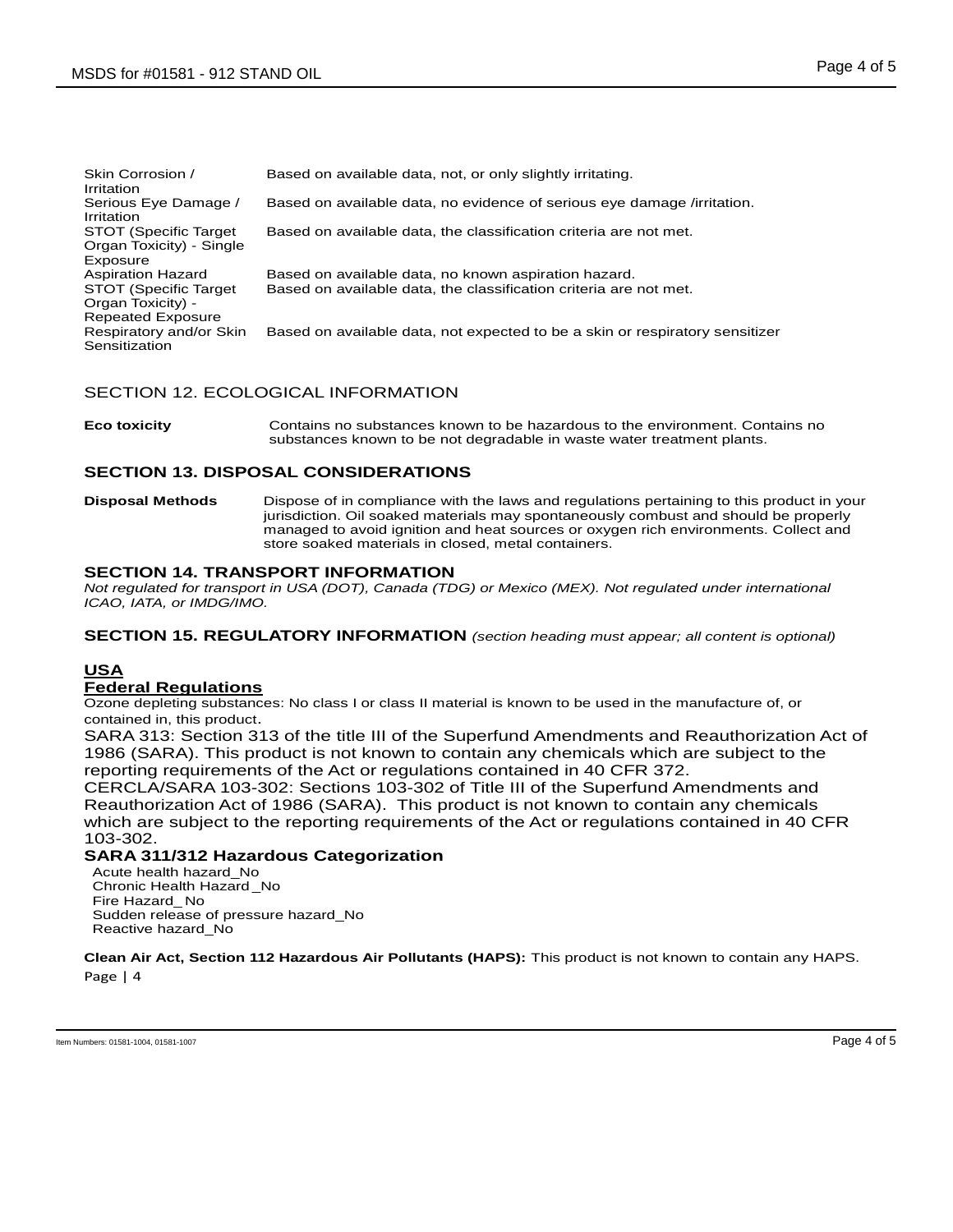| | |
|---|---|
| Skin Corrosion / Irritation | Based on available data, not, or only slightly irritating. |
| Serious Eye Damage / Irritation | Based on available data, no evidence of serious eye damage /irritation. |
| STOT (Specific Target Organ Toxicity) - Single Exposure | Based on available data, the classification criteria are not met. |
| Aspiration Hazard | Based on available data, no known aspiration hazard. |
| STOT (Specific Target Organ Toxicity) - Repeated Exposure | Based on available data, the classification criteria are not met. |
| Respiratory and/or Skin Sensitization | Based on available data, not expected to be a skin or respiratory sensitizer |

## SECTION 12. ECOLOGICAL INFORMATION

**Eco toxicity** Contains no substances known to be hazardous to the environment. Contains no substances known to be not degradable in waste water treatment plants.

## SECTION 13. DISPOSAL CONSIDERATIONS

**Disposal Methods** Dispose of in compliance with the laws and regulations pertaining to this product in your jurisdiction. Oil soaked materials may spontaneously combust and should be properly managed to avoid ignition and heat sources or oxygen rich environments. Collect and store soaked materials in closed, metal containers.

## SECTION 14. TRANSPORT INFORMATION

*Not regulated for transport in USA (DOT), Canada (TDG) or Mexico (MEX). Not regulated under international ICAO, IATA, or IMDG/IMO.*

## SECTION 15. REGULATORY INFORMATION *(section heading must appear; all content is optional)*

### USA

### Federal Regulations

Ozone depleting substances: No class I or class II material is known to be used in the manufacture of, or contained in, this product.

SARA 313: Section 313 of the title III of the Superfund Amendments and Reauthorization Act of 1986 (SARA). This product is not known to contain any chemicals which are subject to the reporting requirements of the Act or regulations contained in 40 CFR 372.

CERCLA/SARA 103-302: Sections 103-302 of Title III of the Superfund Amendments and Reauthorization Act of 1986 (SARA). This product is not known to contain any chemicals which are subject to the reporting requirements of the Act or regulations contained in 40 CFR 103-302.

### SARA 311/312 Hazardous Categorization

Acute health hazard_No
Chronic Health Hazard_No
Fire Hazard_No
Sudden release of pressure hazard_No
Reactive hazard_No

**Clean Air Act, Section 112 Hazardous Air Pollutants (HAPS):** This product is not known to contain any HAPS.

Item Numbers: 01581-1004, 01581-1007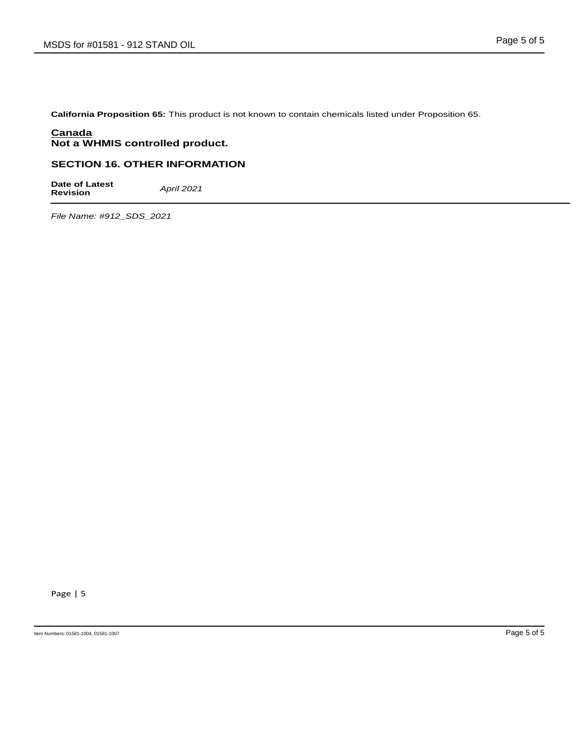**California Proposition 65:** This product is not known to contain chemicals listed under Proposition 65.

**Canada**
**Not a WHMIS controlled product.**

## SECTION 16. OTHER INFORMATION

| | |
|---|---|
| **Date of Latest Revision** | *April 2021* |

*File Name: #912_SDS_2021*

Item Numbers: 01581-1004, 01581-1007